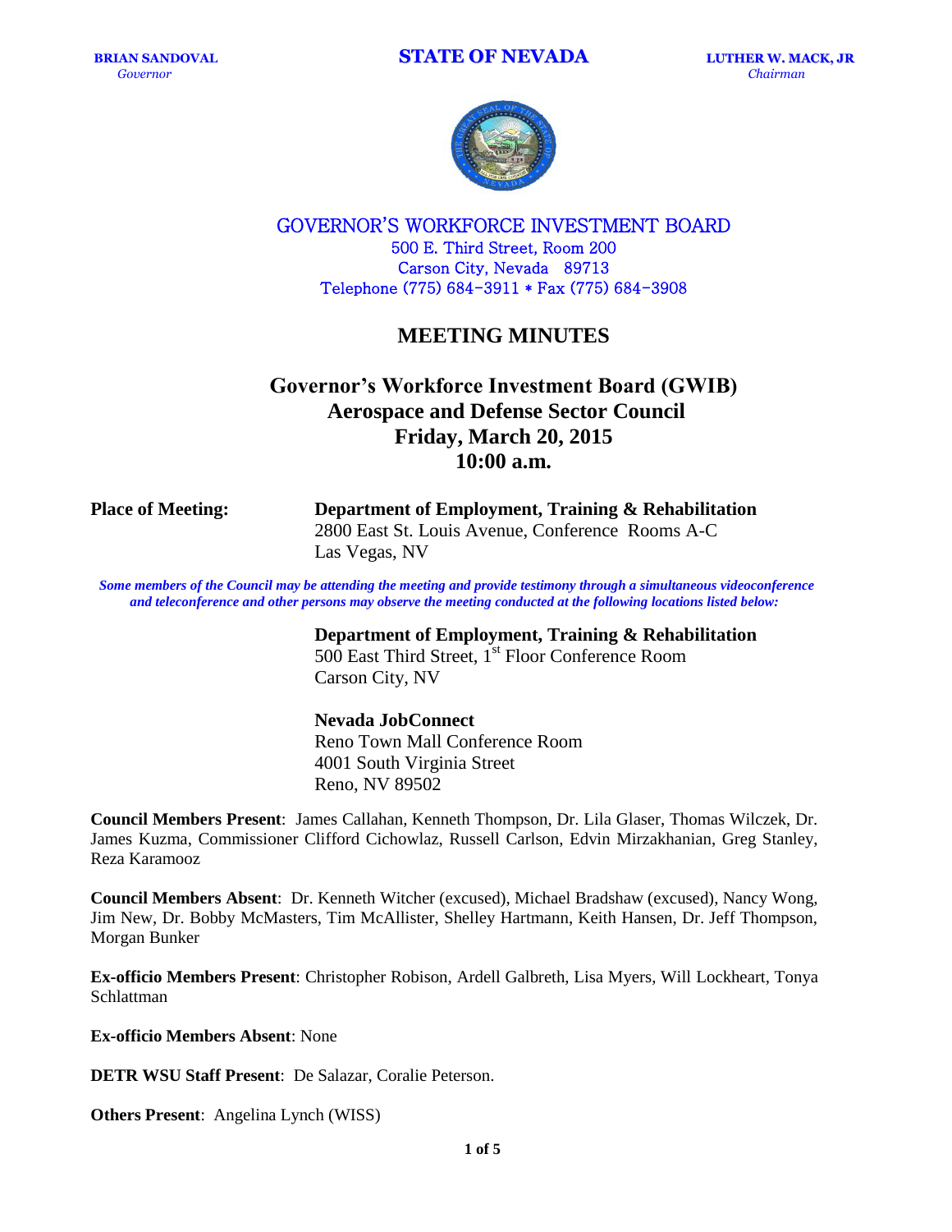**BRIAN SANDOVAL**
*Governor*

**STATE OF NEVADA**

**LUTHER W. MACK, JR**
*Chairman*

GOVERNOR'S WORKFORCE INVESTMENT BOARD
500 E. Third Street, Room 200
Carson City, Nevada 89713
Telephone (775) 684-3911 * Fax (775) 684-3908

# MEETING MINUTES

## Governor's Workforce Investment Board (GWIB) Aerospace and Defense Sector Council Friday, March 20, 2015 10:00 a.m.

**Place of Meeting:** **Department of Employment, Training & Rehabilitation**
2800 East St. Louis Avenue, Conference Rooms A-C
Las Vegas, NV

***Some members of the Council may be attending the meeting and provide testimony through a simultaneous videoconference and teleconference and other persons may observe the meeting conducted at the following locations listed below:***

**Department of Employment, Training & Rehabilitation**
500 East Third Street, 1st Floor Conference Room
Carson City, NV

**Nevada JobConnect**
Reno Town Mall Conference Room
4001 South Virginia Street
Reno, NV 89502

**Council Members Present**: James Callahan, Kenneth Thompson, Dr. Lila Glaser, Thomas Wilczek, Dr. James Kuzma, Commissioner Clifford Cichowlaz, Russell Carlson, Edvin Mirzakhanian, Greg Stanley, Reza Karamooz

**Council Members Absent**: Dr. Kenneth Witcher (excused), Michael Bradshaw (excused), Nancy Wong, Jim New, Dr. Bobby McMasters, Tim McAllister, Shelley Hartmann, Keith Hansen, Dr. Jeff Thompson, Morgan Bunker

**Ex-officio Members Present**: Christopher Robison, Ardell Galbreth, Lisa Myers, Will Lockheart, Tonya Schlattman

**Ex-officio Members Absent**: None

**DETR WSU Staff Present**: De Salazar, Coralie Peterson.

**Others Present**: Angelina Lynch (WISS)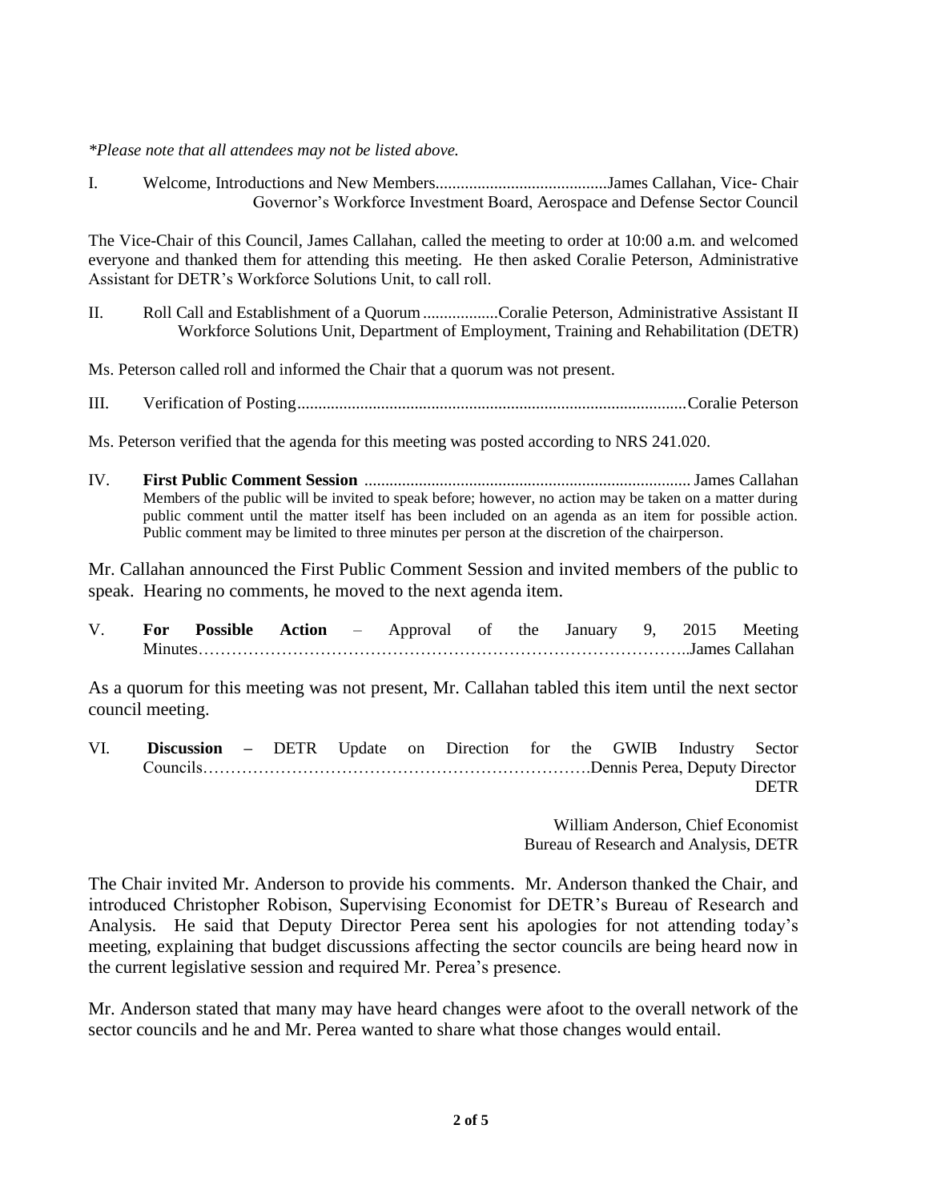*\*Please note that all attendees may not be listed above.*

I. Welcome, Introductions and New Members.........................................James Callahan, Vice- Chair
Governor's Workforce Investment Board, Aerospace and Defense Sector Council

The Vice-Chair of this Council, James Callahan, called the meeting to order at 10:00 a.m. and welcomed everyone and thanked them for attending this meeting. He then asked Coralie Peterson, Administrative Assistant for DETR's Workforce Solutions Unit, to call roll.

II. Roll Call and Establishment of a Quorum ..................Coralie Peterson, Administrative Assistant II
Workforce Solutions Unit, Department of Employment, Training and Rehabilitation (DETR)

Ms. Peterson called roll and informed the Chair that a quorum was not present.

III. Verification of Posting............................................................................................Coralie Peterson

Ms. Peterson verified that the agenda for this meeting was posted according to NRS 241.020.

IV. **First Public Comment Session** ............................................................................ James Callahan
Members of the public will be invited to speak before; however, no action may be taken on a matter during public comment until the matter itself has been included on an agenda as an item for possible action. Public comment may be limited to three minutes per person at the discretion of the chairperson.

Mr. Callahan announced the First Public Comment Session and invited members of the public to speak. Hearing no comments, he moved to the next agenda item.

V. **For Possible Action** – Approval of the January 9, 2015 Meeting Minutes……………………………………………………………………………..James Callahan

As a quorum for this meeting was not present, Mr. Callahan tabled this item until the next sector council meeting.

VI. **Discussion –** DETR Update on Direction for the GWIB Industry Sector Councils…………………………………………………………….Dennis Perea, Deputy Director
DETR

William Anderson, Chief Economist
Bureau of Research and Analysis, DETR

The Chair invited Mr. Anderson to provide his comments. Mr. Anderson thanked the Chair, and introduced Christopher Robison, Supervising Economist for DETR's Bureau of Research and Analysis. He said that Deputy Director Perea sent his apologies for not attending today's meeting, explaining that budget discussions affecting the sector councils are being heard now in the current legislative session and required Mr. Perea's presence.

Mr. Anderson stated that many may have heard changes were afoot to the overall network of the sector councils and he and Mr. Perea wanted to share what those changes would entail.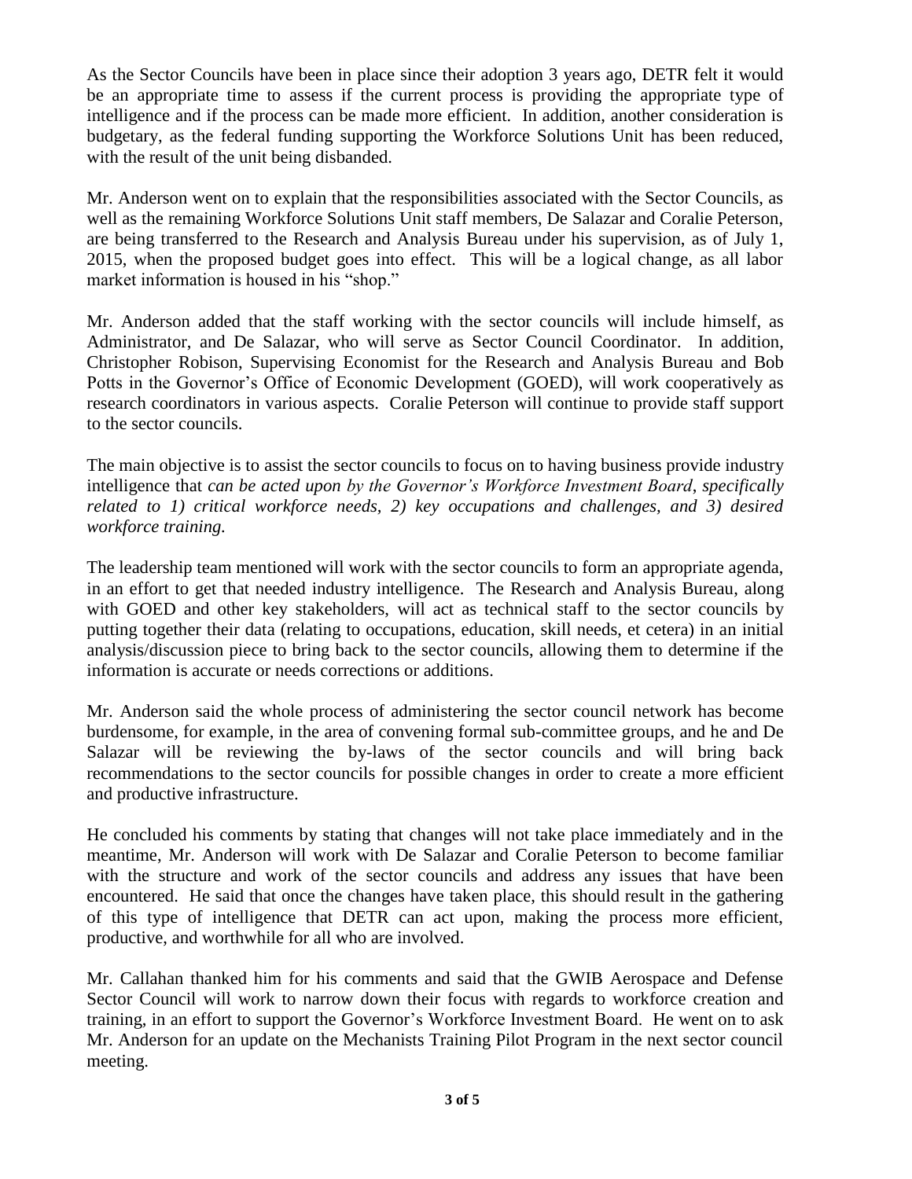As the Sector Councils have been in place since their adoption 3 years ago, DETR felt it would be an appropriate time to assess if the current process is providing the appropriate type of intelligence and if the process can be made more efficient. In addition, another consideration is budgetary, as the federal funding supporting the Workforce Solutions Unit has been reduced, with the result of the unit being disbanded.

Mr. Anderson went on to explain that the responsibilities associated with the Sector Councils, as well as the remaining Workforce Solutions Unit staff members, De Salazar and Coralie Peterson, are being transferred to the Research and Analysis Bureau under his supervision, as of July 1, 2015, when the proposed budget goes into effect. This will be a logical change, as all labor market information is housed in his "shop."

Mr. Anderson added that the staff working with the sector councils will include himself, as Administrator, and De Salazar, who will serve as Sector Council Coordinator. In addition, Christopher Robison, Supervising Economist for the Research and Analysis Bureau and Bob Potts in the Governor's Office of Economic Development (GOED), will work cooperatively as research coordinators in various aspects. Coralie Peterson will continue to provide staff support to the sector councils.

The main objective is to assist the sector councils to focus on to having business provide industry intelligence that *can be acted upon by the Governor's Workforce Investment Board, specifically related to 1) critical workforce needs, 2) key occupations and challenges, and 3) desired workforce training.*

The leadership team mentioned will work with the sector councils to form an appropriate agenda, in an effort to get that needed industry intelligence. The Research and Analysis Bureau, along with GOED and other key stakeholders, will act as technical staff to the sector councils by putting together their data (relating to occupations, education, skill needs, et cetera) in an initial analysis/discussion piece to bring back to the sector councils, allowing them to determine if the information is accurate or needs corrections or additions.

Mr. Anderson said the whole process of administering the sector council network has become burdensome, for example, in the area of convening formal sub-committee groups, and he and De Salazar will be reviewing the by-laws of the sector councils and will bring back recommendations to the sector councils for possible changes in order to create a more efficient and productive infrastructure.

He concluded his comments by stating that changes will not take place immediately and in the meantime, Mr. Anderson will work with De Salazar and Coralie Peterson to become familiar with the structure and work of the sector councils and address any issues that have been encountered. He said that once the changes have taken place, this should result in the gathering of this type of intelligence that DETR can act upon, making the process more efficient, productive, and worthwhile for all who are involved.

Mr. Callahan thanked him for his comments and said that the GWIB Aerospace and Defense Sector Council will work to narrow down their focus with regards to workforce creation and training, in an effort to support the Governor's Workforce Investment Board. He went on to ask Mr. Anderson for an update on the Mechanists Training Pilot Program in the next sector council meeting.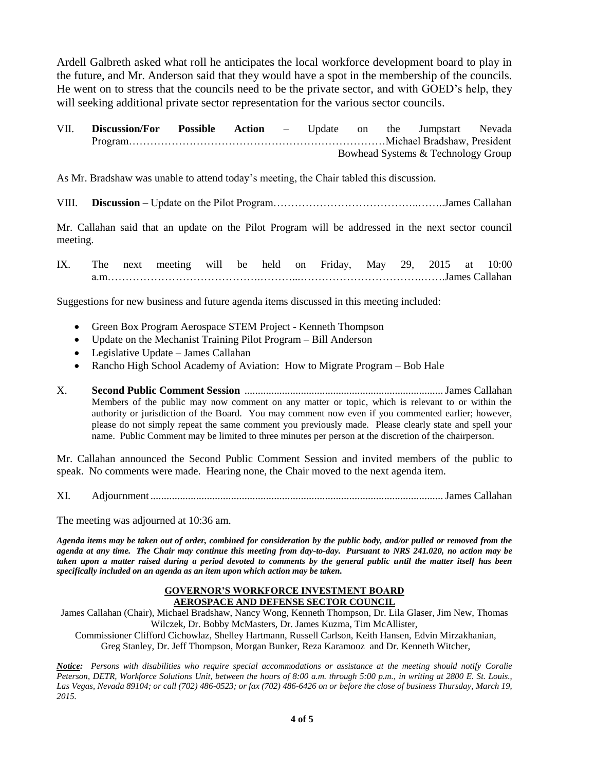Ardell Galbreth asked what roll he anticipates the local workforce development board to play in the future, and Mr. Anderson said that they would have a spot in the membership of the councils. He went on to stress that the councils need to be the private sector, and with GOED's help, they will seeking additional private sector representation for the various sector councils.

VII. **Discussion/For Possible Action** – Update on the Jumpstart Nevada Program……………………………………………………………Michael Bradshaw, President Bowhead Systems & Technology Group

As Mr. Bradshaw was unable to attend today's meeting, the Chair tabled this discussion.

VIII. **Discussion –** Update on the Pilot Program……………………………………..……..James Callahan

Mr. Callahan said that an update on the Pilot Program will be addressed in the next sector council meeting.

IX. The next meeting will be held on Friday, May 29, 2015 at 10:00 a.m………………………………….………...……………………………….…….James Callahan

Suggestions for new business and future agenda items discussed in this meeting included:

- Green Box Program Aerospace STEM Project - Kenneth Thompson
- Update on the Mechanist Training Pilot Program – Bill Anderson
- Legislative Update – James Callahan
- Rancho High School Academy of Aviation: How to Migrate Program – Bob Hale

X. **Second Public Comment Session** ......................................................................... James Callahan
Members of the public may now comment on any matter or topic, which is relevant to or within the authority or jurisdiction of the Board. You may comment now even if you commented earlier; however, please do not simply repeat the same comment you previously made. Please clearly state and spell your name. Public Comment may be limited to three minutes per person at the discretion of the chairperson.

Mr. Callahan announced the Second Public Comment Session and invited members of the public to speak. No comments were made. Hearing none, the Chair moved to the next agenda item.

XI. Adjournment........................................................................................................... James Callahan

The meeting was adjourned at 10:36 am.

***Agenda items may be taken out of order, combined for consideration by the public body, and/or pulled or removed from the agenda at any time. The Chair may continue this meeting from day-to-day. Pursuant to NRS 241.020, no action may be taken upon a matter raised during a period devoted to comments by the general public until the matter itself has been specifically included on an agenda as an item upon which action may be taken.***

**GOVERNOR'S WORKFORCE INVESTMENT BOARD**
**AEROSPACE AND DEFENSE SECTOR COUNCIL**

James Callahan (Chair), Michael Bradshaw, Nancy Wong, Kenneth Thompson, Dr. Lila Glaser, Jim New, Thomas Wilczek, Dr. Bobby McMasters, Dr. James Kuzma, Tim McAllister,
Commissioner Clifford Cichowlaz, Shelley Hartmann, Russell Carlson, Keith Hansen, Edvin Mirzakhanian, Greg Stanley, Dr. Jeff Thompson, Morgan Bunker, Reza Karamooz and Dr. Kenneth Witcher,

***Notice:*** *Persons with disabilities who require special accommodations or assistance at the meeting should notify Coralie Peterson, DETR, Workforce Solutions Unit, between the hours of 8:00 a.m. through 5:00 p.m., in writing at 2800 E. St. Louis., Las Vegas, Nevada 89104; or call (702) 486-0523; or fax (702) 486-6426 on or before the close of business Thursday, March 19, 2015.*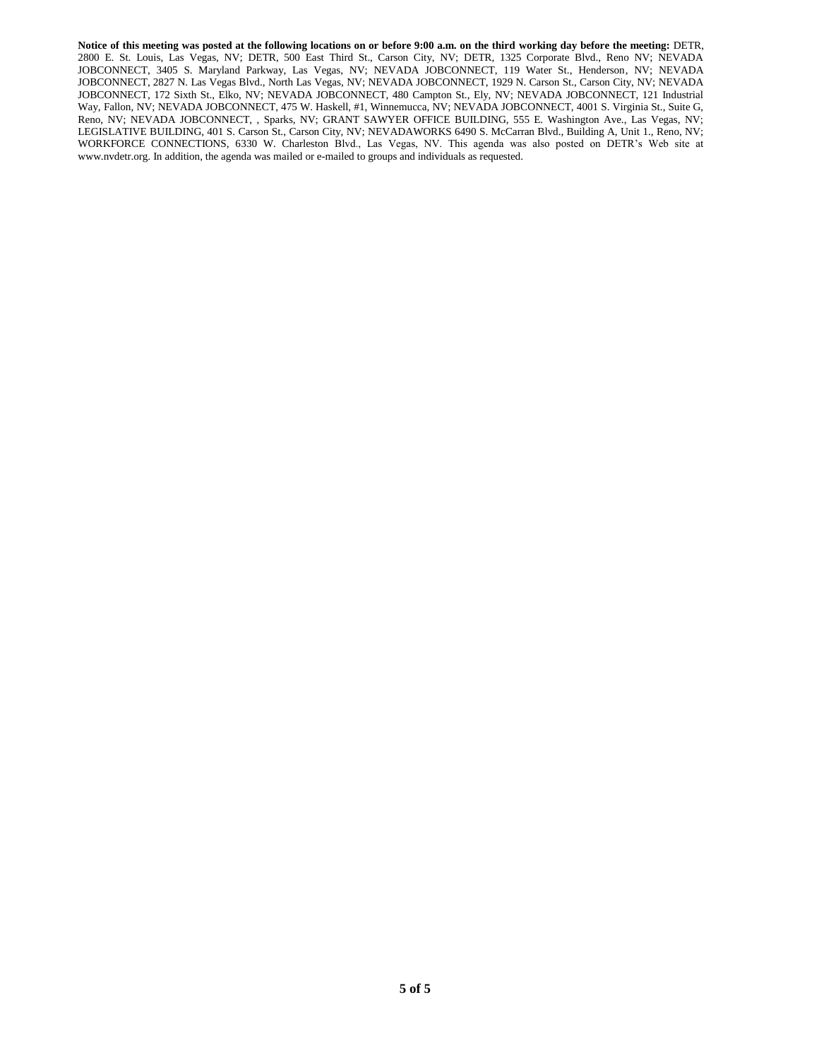**Notice of this meeting was posted at the following locations on or before 9:00 a.m. on the third working day before the meeting:** DETR, 2800 E. St. Louis, Las Vegas, NV; DETR, 500 East Third St., Carson City, NV; DETR, 1325 Corporate Blvd., Reno NV; NEVADA JOBCONNECT, 3405 S. Maryland Parkway, Las Vegas, NV; NEVADA JOBCONNECT, 119 Water St., Henderson, NV; NEVADA JOBCONNECT, 2827 N. Las Vegas Blvd., North Las Vegas, NV; NEVADA JOBCONNECT, 1929 N. Carson St., Carson City, NV; NEVADA JOBCONNECT, 172 Sixth St., Elko, NV; NEVADA JOBCONNECT, 480 Campton St., Ely, NV; NEVADA JOBCONNECT, 121 Industrial Way, Fallon, NV; NEVADA JOBCONNECT, 475 W. Haskell, #1, Winnemucca, NV; NEVADA JOBCONNECT, 4001 S. Virginia St., Suite G, Reno, NV; NEVADA JOBCONNECT, , Sparks, NV; GRANT SAWYER OFFICE BUILDING, 555 E. Washington Ave., Las Vegas, NV; LEGISLATIVE BUILDING, 401 S. Carson St., Carson City, NV; NEVADAWORKS 6490 S. McCarran Blvd., Building A, Unit 1., Reno, NV; WORKFORCE CONNECTIONS, 6330 W. Charleston Blvd., Las Vegas, NV. This agenda was also posted on DETR's Web site at www.nvdetr.org. In addition, the agenda was mailed or e-mailed to groups and individuals as requested.